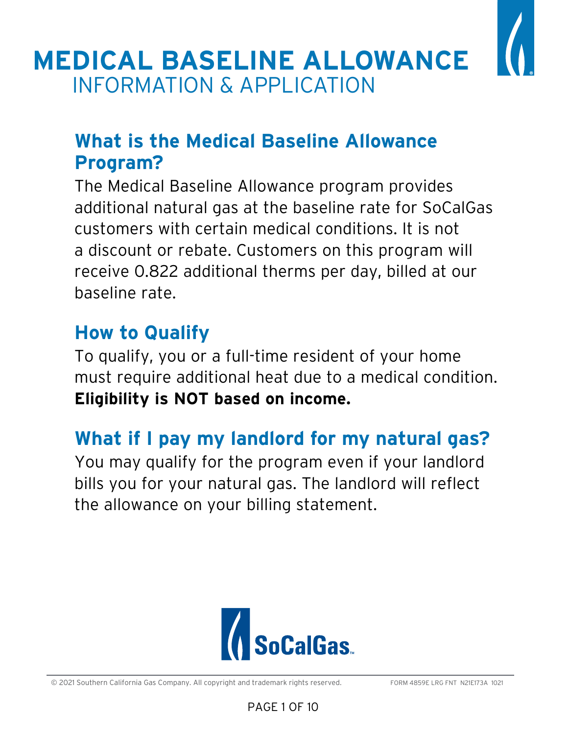# MEDICAL BASELINE ALLOWANCE
INFORMATION & APPLICATION

## What is the Medical Baseline Allowance Program?

The Medical Baseline Allowance program provides additional natural gas at the baseline rate for SoCalGas customers with certain medical conditions. It is not a discount or rebate. Customers on this program will receive 0.822 additional therms per day, billed at our baseline rate.

## How to Qualify

To qualify, you or a full-time resident of your home must require additional heat due to a medical condition. **Eligibility is NOT based on income.**

## What if I pay my landlord for my natural gas?

You may qualify for the program even if your landlord bills you for your natural gas. The landlord will reflect the allowance on your billing statement.

© 2021 Southern California Gas Company. All copyright and trademark rights reserved. FORM 4859E LRG FNT N21E173A 1021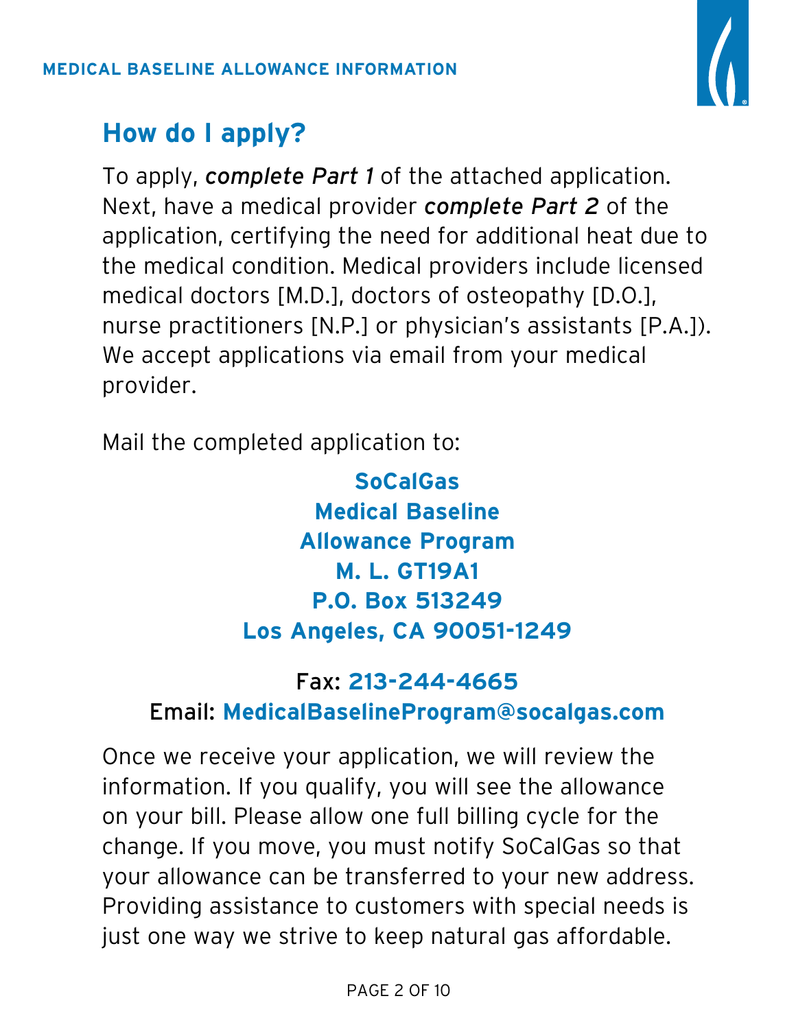MEDICAL BASELINE ALLOWANCE INFORMATION

## How do I apply?

To apply, ***complete Part 1*** of the attached application. Next, have a medical provider ***complete Part 2*** of the application, certifying the need for additional heat due to the medical condition. Medical providers include licensed medical doctors [M.D.], doctors of osteopathy [D.O.], nurse practitioners [N.P.] or physician's assistants [P.A.]). We accept applications via email from your medical provider.

Mail the completed application to:

**SoCalGas**
**Medical Baseline**
**Allowance Program**
**M. L. GT19A1**
**P.O. Box 513249**
**Los Angeles, CA 90051-1249**

Fax: **213-244-4665**
Email: **MedicalBaselineProgram@socalgas.com**

Once we receive your application, we will review the information. If you qualify, you will see the allowance on your bill. Please allow one full billing cycle for the change. If you move, you must notify SoCalGas so that your allowance can be transferred to your new address. Providing assistance to customers with special needs is just one way we strive to keep natural gas affordable.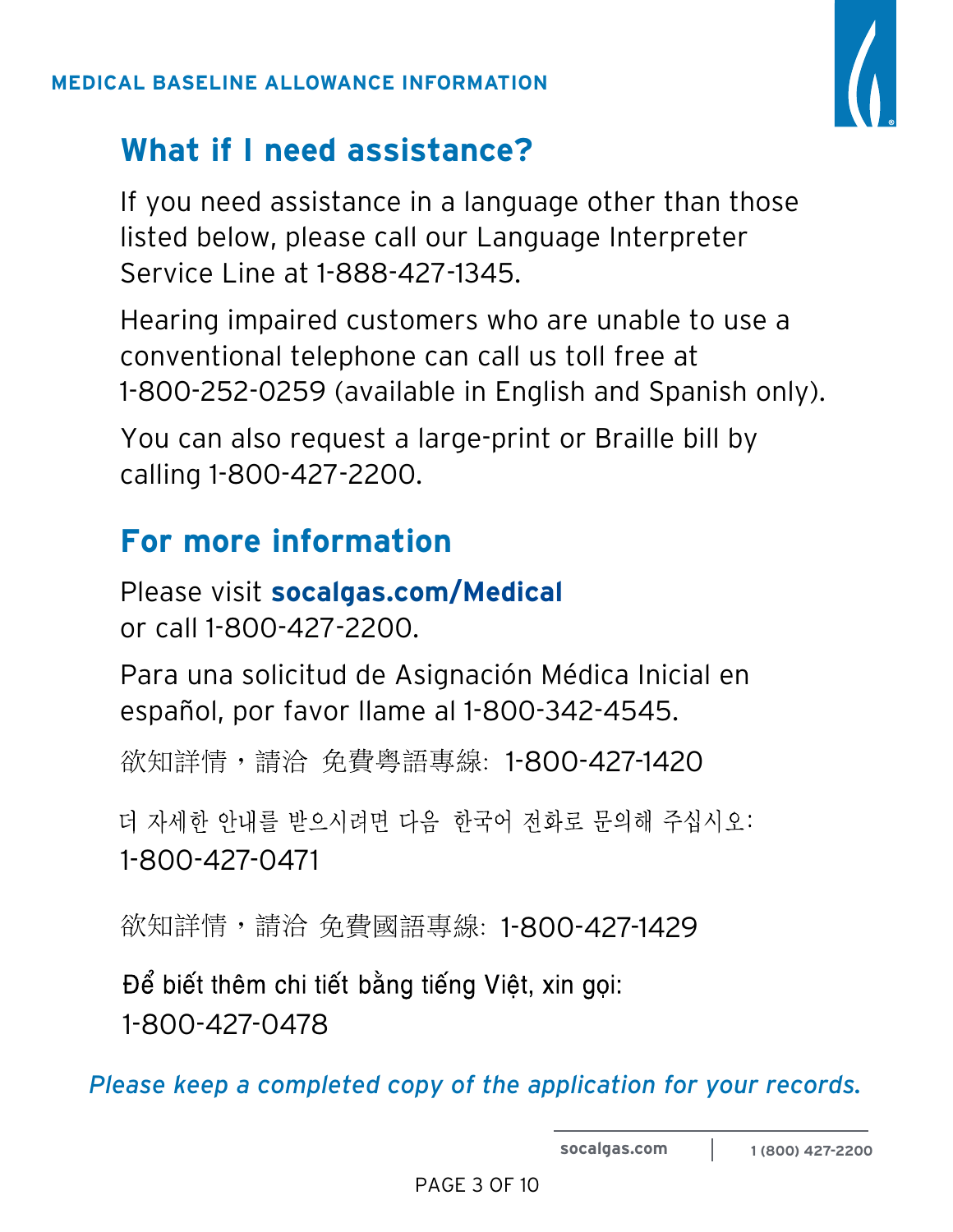MEDICAL BASELINE ALLOWANCE INFORMATION

## What if I need assistance?

If you need assistance in a language other than those listed below, please call our Language Interpreter Service Line at 1-888-427-1345.

Hearing impaired customers who are unable to use a conventional telephone can call us toll free at 1-800-252-0259 (available in English and Spanish only).

You can also request a large-print or Braille bill by calling 1-800-427-2200.

## For more information

Please visit **socalgas.com/Medical** or call 1-800-427-2200.

Para una solicitud de Asignación Médica Inicial en español, por favor llame al 1-800-342-4545.

欲知詳情，請洽 免費粵語專線: 1-800-427-1420

더 자세한 안내를 받으시려면 다음 한국어 전화로 문의해 주십시오: 1-800-427-0471

欲知詳情，請洽 免費國語專線: 1-800-427-1429

Để biết thêm chi tiết bằng tiếng Việt, xin gọi: 1-800-427-0478

*Please keep a completed copy of the application for your records.*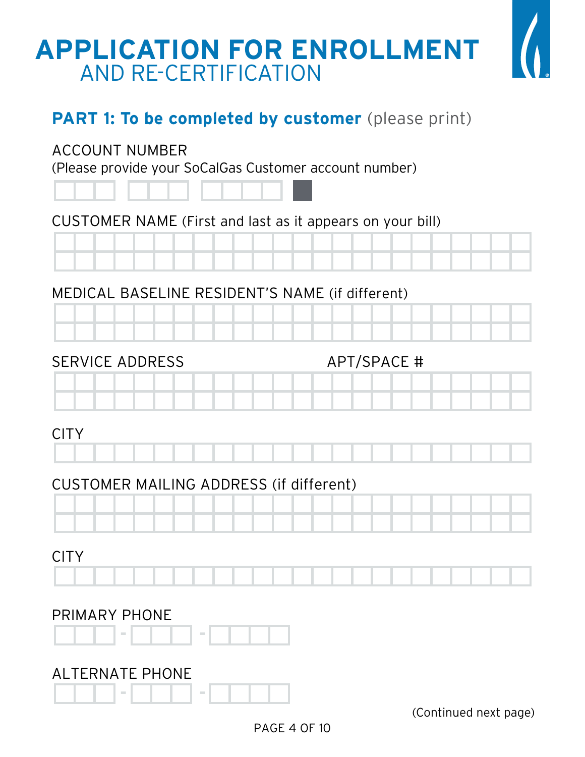# APPLICATION FOR ENROLLMENT AND RE-CERTIFICATION

## PART 1: To be completed by customer (please print)

ACCOUNT NUMBER
(Please provide your SoCalGas Customer account number)

CUSTOMER NAME (First and last as it appears on your bill)

MEDICAL BASELINE RESIDENT'S NAME (if different)

SERVICE ADDRESS

APT/SPACE #

CITY

CUSTOMER MAILING ADDRESS (if different)

CITY

PRIMARY PHONE

ALTERNATE PHONE

(Continued next page)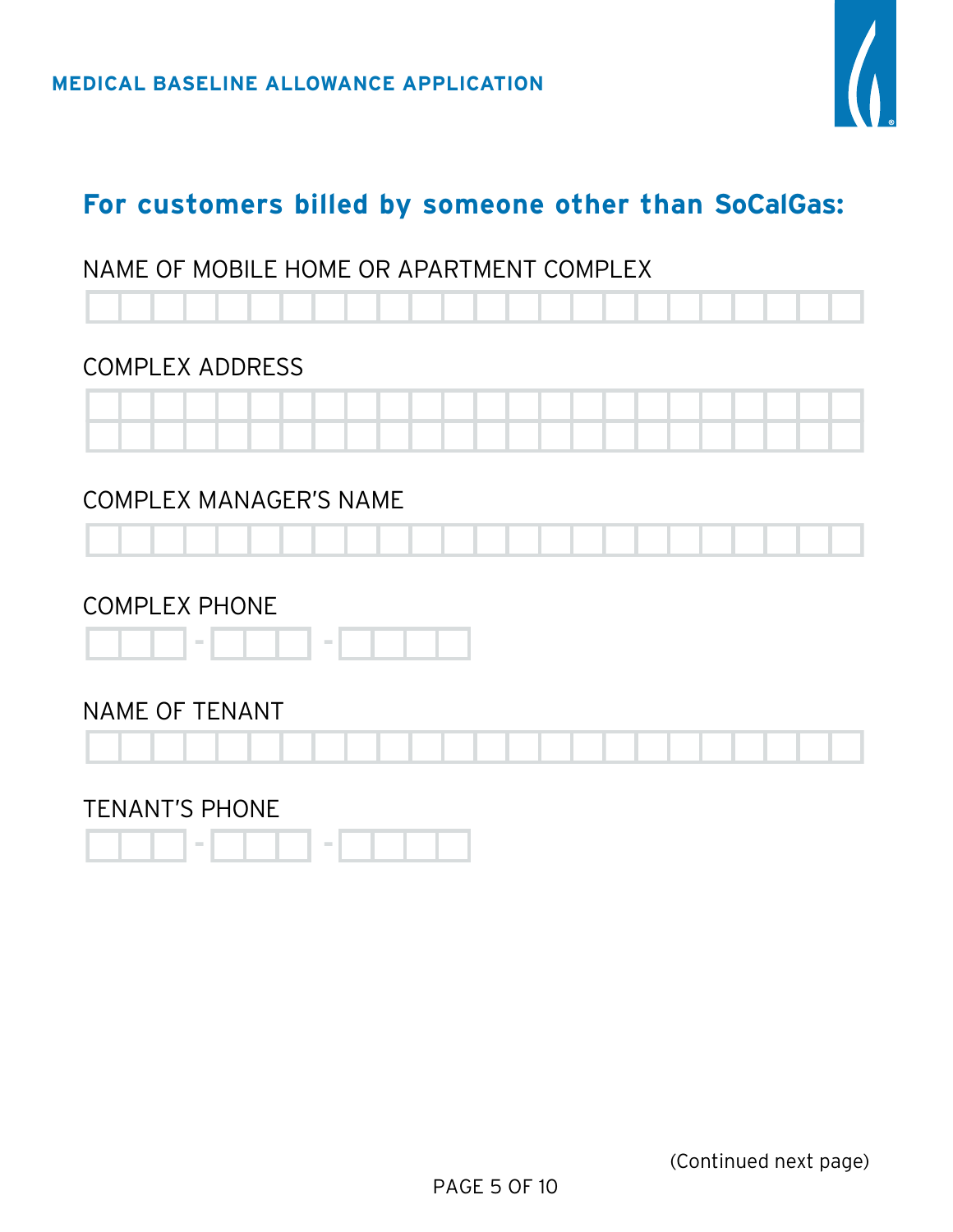## For customers billed by someone other than SoCalGas:

NAME OF MOBILE HOME OR APARTMENT COMPLEX

COMPLEX ADDRESS

COMPLEX MANAGER'S NAME

COMPLEX PHONE

\_\_\_ - \_\_\_ - \_\_\_\_

NAME OF TENANT

TENANT'S PHONE

\_\_\_ - \_\_\_ - \_\_\_\_

(Continued next page)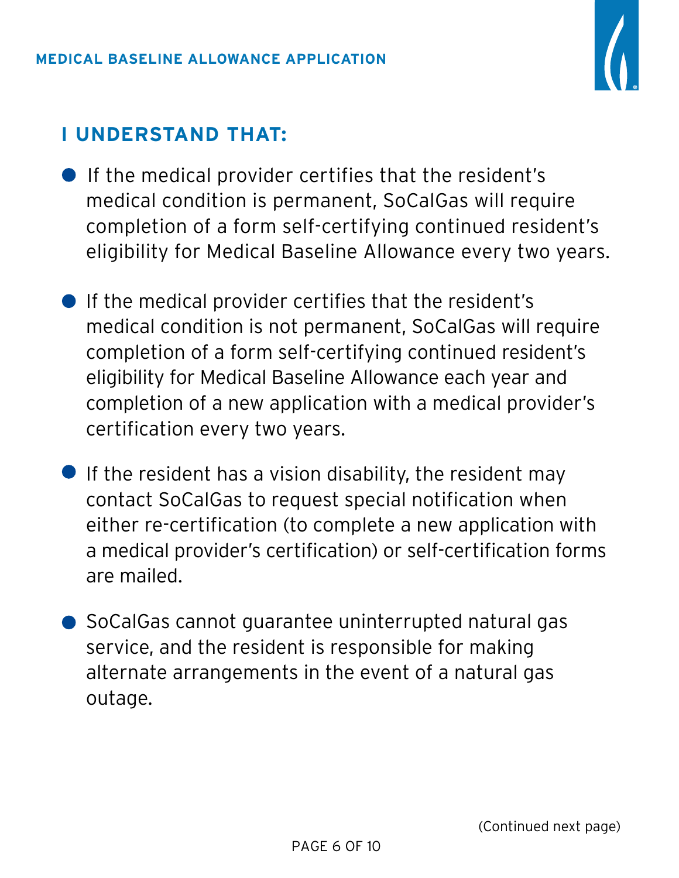## I UNDERSTAND THAT:

- If the medical provider certifies that the resident's medical condition is permanent, SoCalGas will require completion of a form self-certifying continued resident's eligibility for Medical Baseline Allowance every two years.
- If the medical provider certifies that the resident's medical condition is not permanent, SoCalGas will require completion of a form self-certifying continued resident's eligibility for Medical Baseline Allowance each year and completion of a new application with a medical provider's certification every two years.
- If the resident has a vision disability, the resident may contact SoCalGas to request special notification when either re-certification (to complete a new application with a medical provider's certification) or self-certification forms are mailed.
- SoCalGas cannot guarantee uninterrupted natural gas service, and the resident is responsible for making alternate arrangements in the event of a natural gas outage.

(Continued next page)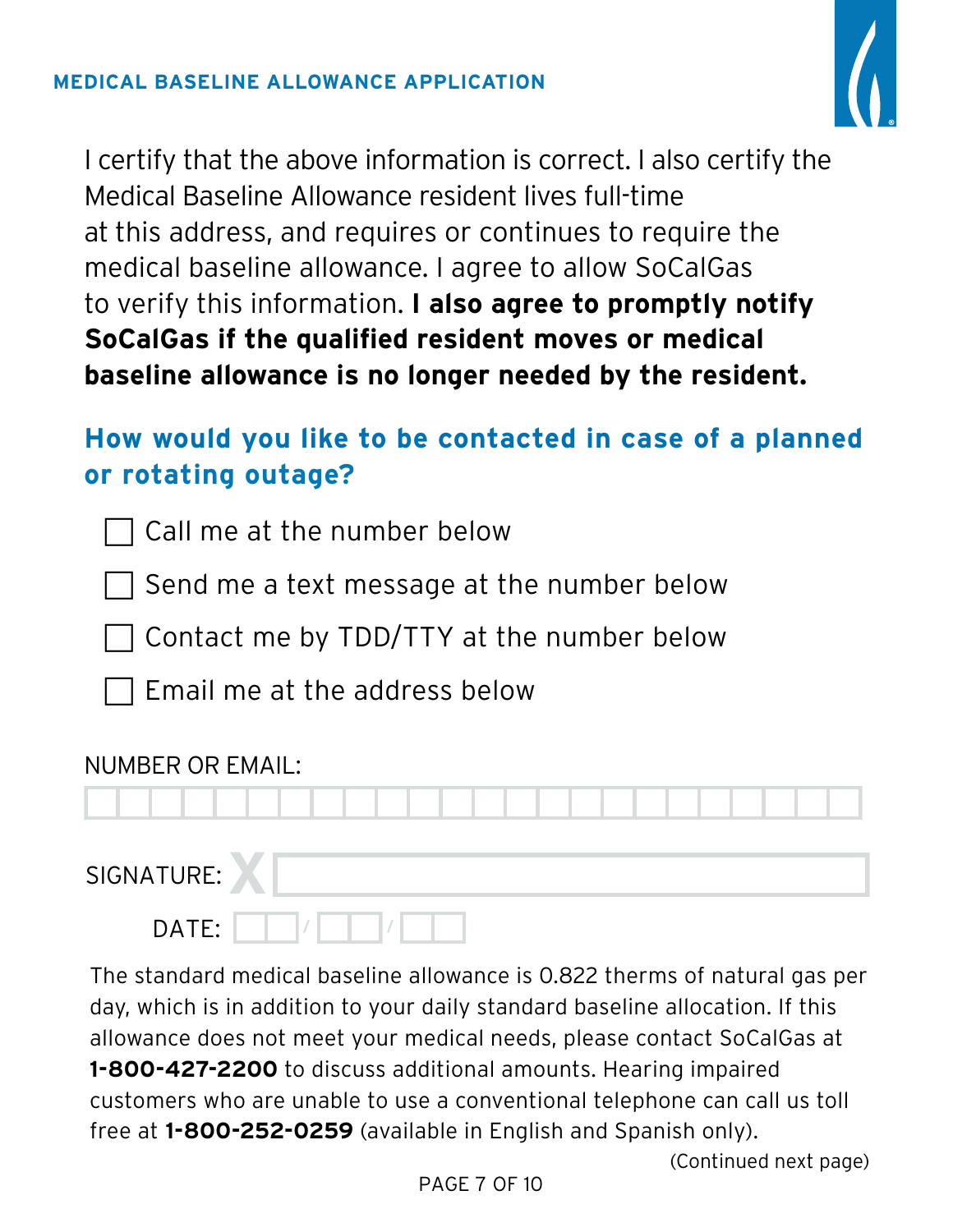I certify that the above information is correct. I also certify the Medical Baseline Allowance resident lives full-time at this address, and requires or continues to require the medical baseline allowance. I agree to allow SoCalGas to verify this information. **I also agree to promptly notify SoCalGas if the qualified resident moves or medical baseline allowance is no longer needed by the resident.**

## How would you like to be contacted in case of a planned or rotating outage?

- ☐ Call me at the number below
- ☐ Send me a text message at the number below
- ☐ Contact me by TDD/TTY at the number below
- ☐ Email me at the address below

NUMBER OR EMAIL: ______________________

SIGNATURE: X ______________________

DATE: ___ / ___ / ___

The standard medical baseline allowance is 0.822 therms of natural gas per day, which is in addition to your daily standard baseline allocation. If this allowance does not meet your medical needs, please contact SoCalGas at **1-800-427-2200** to discuss additional amounts. Hearing impaired customers who are unable to use a conventional telephone can call us toll free at **1-800-252-0259** (available in English and Spanish only).

(Continued next page)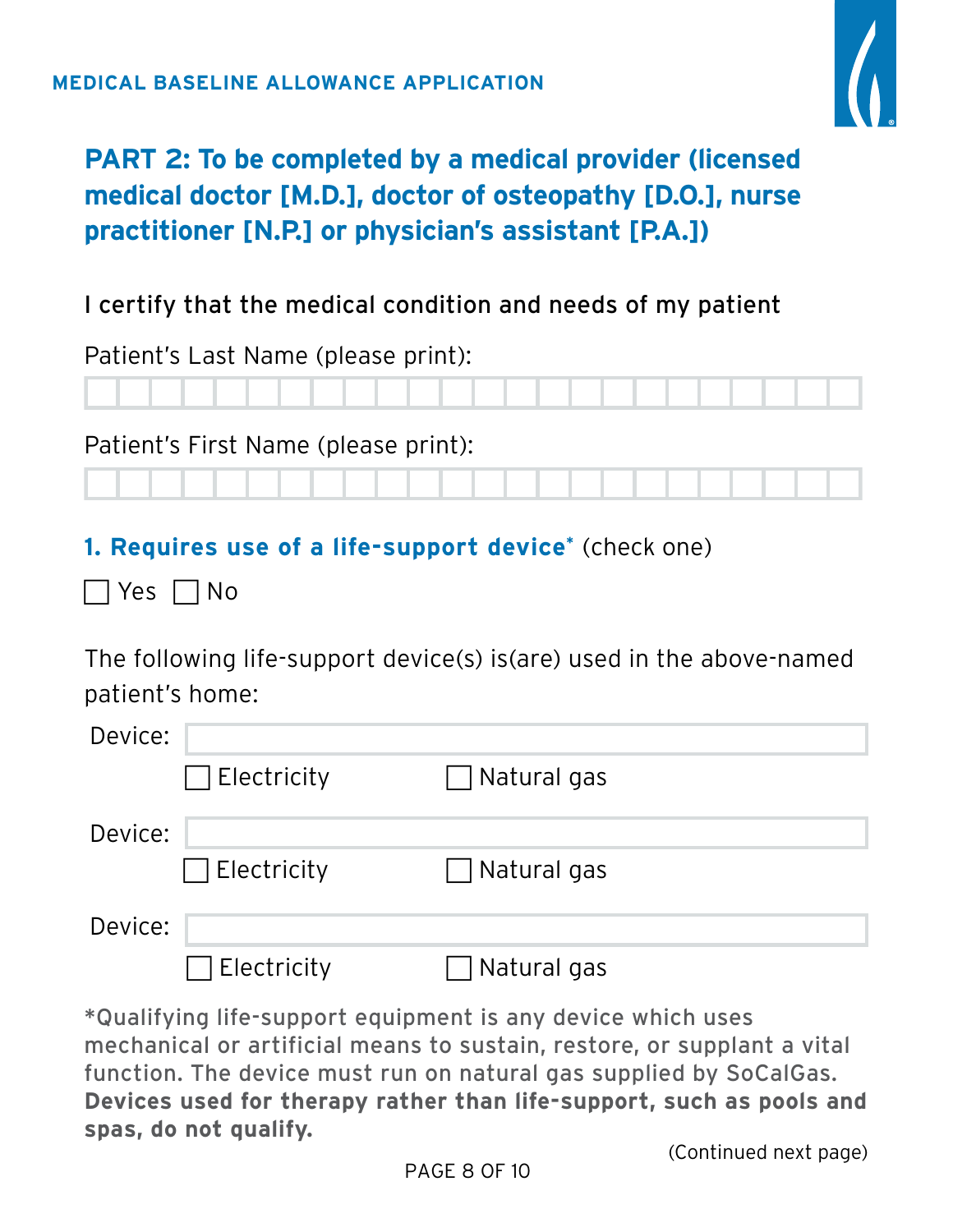MEDICAL BASELINE ALLOWANCE APPLICATION

## PART 2: To be completed by a medical provider (licensed medical doctor [M.D.], doctor of osteopathy [D.O.], nurse practitioner [N.P.] or physician's assistant [P.A.])

I certify that the medical condition and needs of my patient

Patient's Last Name (please print):

Patient's First Name (please print):

**1. Requires use of a life-support device*** (check one)

☐ Yes ☐ No

The following life-support device(s) is(are) used in the above-named patient's home:

Device:

☐ Electricity ☐ Natural gas

Device:

☐ Electricity ☐ Natural gas

Device:

☐ Electricity ☐ Natural gas

*Qualifying life-support equipment is any device which uses mechanical or artificial means to sustain, restore, or supplant a vital function. The device must run on natural gas supplied by SoCalGas. **Devices used for therapy rather than life-support, such as pools and spas, do not qualify.**

(Continued next page)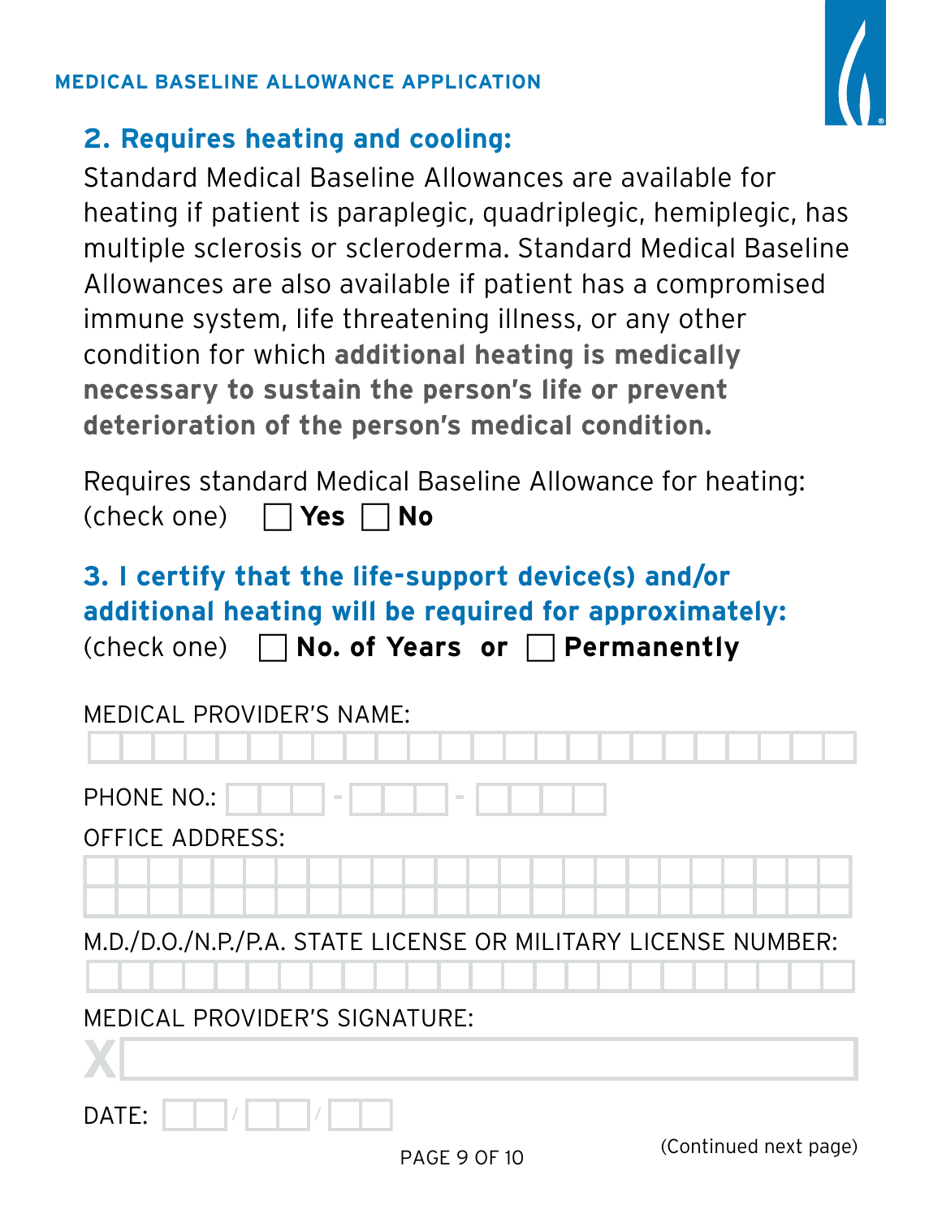## 2. Requires heating and cooling:

Standard Medical Baseline Allowances are available for heating if patient is paraplegic, quadriplegic, hemiplegic, has multiple sclerosis or scleroderma. Standard Medical Baseline Allowances are also available if patient has a compromised immune system, life threatening illness, or any other condition for which **additional heating is medically necessary to sustain the person's life or prevent deterioration of the person's medical condition.**

Requires standard Medical Baseline Allowance for heating:
(check one) ☐ **Yes** ☐ **No**

## 3. I certify that the life-support device(s) and/or additional heating will be required for approximately:

(check one) ☐ **No. of Years** **or** ☐ **Permanently**

MEDICAL PROVIDER'S NAME:

PHONE NO.: ___ - ___ - ____

OFFICE ADDRESS:

M.D./D.O./N.P./P.A. STATE LICENSE OR MILITARY LICENSE NUMBER:

MEDICAL PROVIDER'S SIGNATURE:

X

DATE: __ / __ / __

(Continued next page)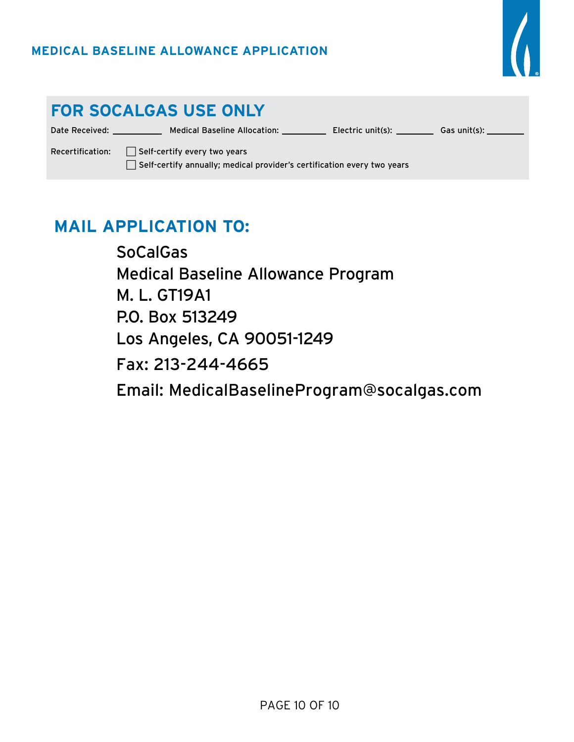# MEDICAL BASELINE ALLOWANCE APPLICATION

## FOR SOCALGAS USE ONLY

Date Received: __________ Medical Baseline Allocation: __________ Electric unit(s): ________ Gas unit(s): ________

Recertification:
- ☐ Self-certify every two years
- ☐ Self-certify annually; medical provider's certification every two years

## MAIL APPLICATION TO:

SoCalGas
Medical Baseline Allowance Program
M. L. GT19A1
P.O. Box 513249
Los Angeles, CA 90051-1249

Fax: 213-244-4665

Email: MedicalBaselineProgram@socalgas.com